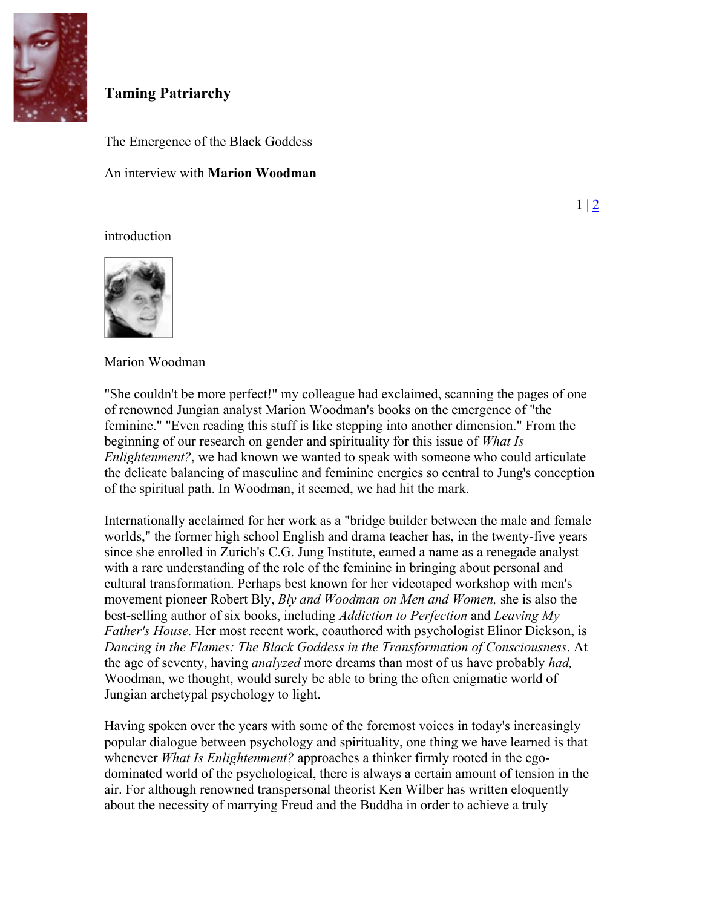# Taming Patriarchy

The Emergence of the Black Goddess

An interview with **Marion Woodman**

introduction

Marion Woodman

"She couldn't be more perfect!" my colleague had exclaimed, scanning the pages of one of renowned Jungian analyst Marion Woodman's books on the emergence of "the feminine." "Even reading this stuff is like stepping into another dimension." From the beginning of our research on gender and spirituality for this issue of *What Is Enlightenment?*, we had known we wanted to speak with someone who could articulate the delicate balancing of masculine and feminine energies so central to Jung's conception of the spiritual path. In Woodman, it seemed, we had hit the mark.

Internationally acclaimed for her work as a "bridge builder between the male and female worlds," the former high school English and drama teacher has, in the twenty-five years since she enrolled in Zurich's C.G. Jung Institute, earned a name as a renegade analyst with a rare understanding of the role of the feminine in bringing about personal and cultural transformation. Perhaps best known for her videotaped workshop with men's movement pioneer Robert Bly, *Bly and Woodman on Men and Women,* she is also the best-selling author of six books, including *Addiction to Perfection* and *Leaving My Father's House.* Her most recent work, coauthored with psychologist Elinor Dickson, is *Dancing in the Flames: The Black Goddess in the Transformation of Consciousness*. At the age of seventy, having *analyzed* more dreams than most of us have probably *had,* Woodman, we thought, would surely be able to bring the often enigmatic world of Jungian archetypal psychology to light.

Having spoken over the years with some of the foremost voices in today's increasingly popular dialogue between psychology and spirituality, one thing we have learned is that whenever *What Is Enlightenment?* approaches a thinker firmly rooted in the ego-dominated world of the psychological, there is always a certain amount of tension in the air. For although renowned transpersonal theorist Ken Wilber has written eloquently about the necessity of marrying Freud and the Buddha in order to achieve a truly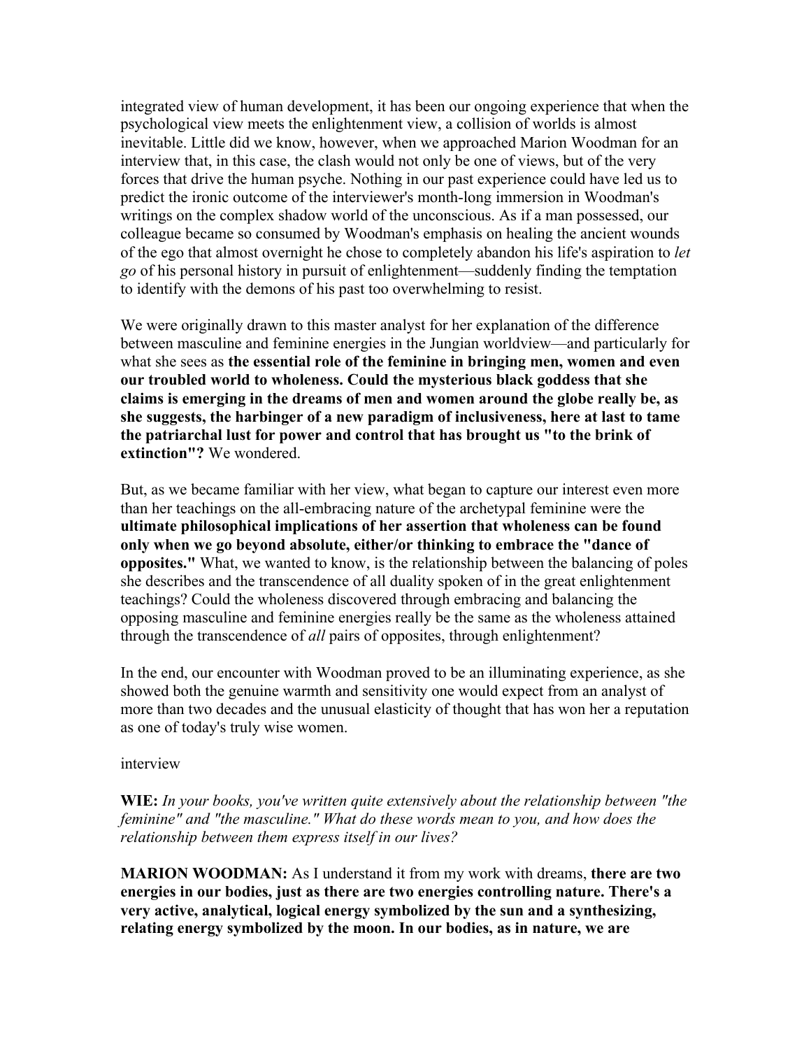integrated view of human development, it has been our ongoing experience that when the psychological view meets the enlightenment view, a collision of worlds is almost inevitable. Little did we know, however, when we approached Marion Woodman for an interview that, in this case, the clash would not only be one of views, but of the very forces that drive the human psyche. Nothing in our past experience could have led us to predict the ironic outcome of the interviewer's month-long immersion in Woodman's writings on the complex shadow world of the unconscious. As if a man possessed, our colleague became so consumed by Woodman's emphasis on healing the ancient wounds of the ego that almost overnight he chose to completely abandon his life's aspiration to *let go* of his personal history in pursuit of enlightenment—suddenly finding the temptation to identify with the demons of his past too overwhelming to resist.

We were originally drawn to this master analyst for her explanation of the difference between masculine and feminine energies in the Jungian worldview—and particularly for what she sees as **the essential role of the feminine in bringing men, women and even our troubled world to wholeness. Could the mysterious black goddess that she claims is emerging in the dreams of men and women around the globe really be, as she suggests, the harbinger of a new paradigm of inclusiveness, here at last to tame the patriarchal lust for power and control that has brought us "to the brink of extinction"?** We wondered.

But, as we became familiar with her view, what began to capture our interest even more than her teachings on the all-embracing nature of the archetypal feminine were the **ultimate philosophical implications of her assertion that wholeness can be found only when we go beyond absolute, either/or thinking to embrace the "dance of opposites."** What, we wanted to know, is the relationship between the balancing of poles she describes and the transcendence of all duality spoken of in the great enlightenment teachings? Could the wholeness discovered through embracing and balancing the opposing masculine and feminine energies really be the same as the wholeness attained through the transcendence of *all* pairs of opposites, through enlightenment?

In the end, our encounter with Woodman proved to be an illuminating experience, as she showed both the genuine warmth and sensitivity one would expect from an analyst of more than two decades and the unusual elasticity of thought that has won her a reputation as one of today's truly wise women.

interview

**WIE:** *In your books, you've written quite extensively about the relationship between "the feminine" and "the masculine." What do these words mean to you, and how does the relationship between them express itself in our lives?*

**MARION WOODMAN:** As I understand it from my work with dreams, **there are two energies in our bodies, just as there are two energies controlling nature. There's a very active, analytical, logical energy symbolized by the sun and a synthesizing, relating energy symbolized by the moon. In our bodies, as in nature, we are**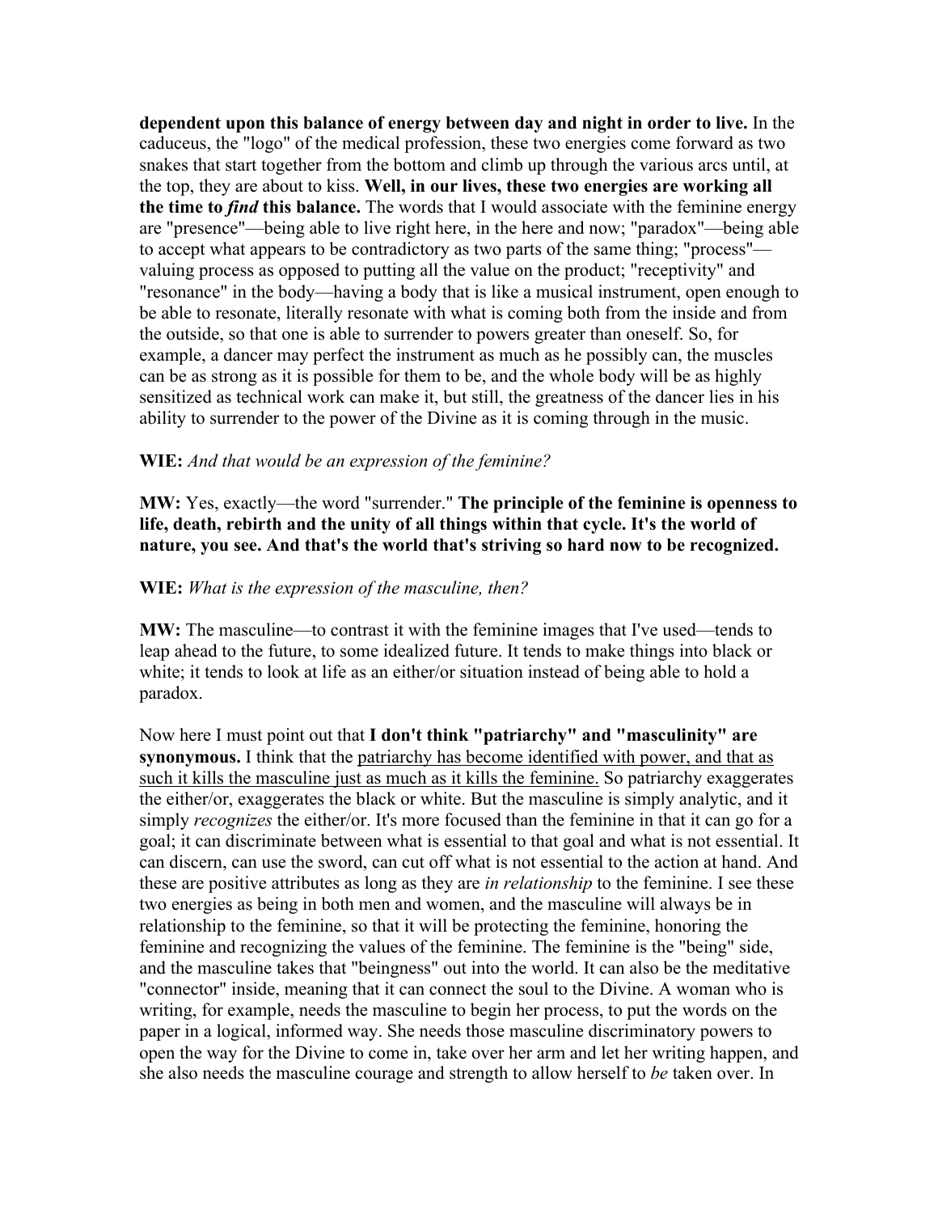**dependent upon this balance of energy between day and night in order to live.** In the caduceus, the "logo" of the medical profession, these two energies come forward as two snakes that start together from the bottom and climb up through the various arcs until, at the top, they are about to kiss. **Well, in our lives, these two energies are working all the time to *find* this balance.** The words that I would associate with the feminine energy are "presence"—being able to live right here, in the here and now; "paradox"—being able to accept what appears to be contradictory as two parts of the same thing; "process"—valuing process as opposed to putting all the value on the product; "receptivity" and "resonance" in the body—having a body that is like a musical instrument, open enough to be able to resonate, literally resonate with what is coming both from the inside and from the outside, so that one is able to surrender to powers greater than oneself. So, for example, a dancer may perfect the instrument as much as he possibly can, the muscles can be as strong as it is possible for them to be, and the whole body will be as highly sensitized as technical work can make it, but still, the greatness of the dancer lies in his ability to surrender to the power of the Divine as it is coming through in the music.

**WIE:** *And that would be an expression of the feminine?*

**MW:** Yes, exactly—the word "surrender." **The principle of the feminine is openness to life, death, rebirth and the unity of all things within that cycle. It's the world of nature, you see. And that's the world that's striving so hard now to be recognized.**

**WIE:** *What is the expression of the masculine, then?*

**MW:** The masculine—to contrast it with the feminine images that I've used—tends to leap ahead to the future, to some idealized future. It tends to make things into black or white; it tends to look at life as an either/or situation instead of being able to hold a paradox.

Now here I must point out that **I don't think "patriarchy" and "masculinity" are synonymous.** I think that the <u>patriarchy has become identified with power, and that as such it kills the masculine just as much as it kills the feminine.</u> So patriarchy exaggerates the either/or, exaggerates the black or white. But the masculine is simply analytic, and it simply *recognizes* the either/or. It's more focused than the feminine in that it can go for a goal; it can discriminate between what is essential to that goal and what is not essential. It can discern, can use the sword, can cut off what is not essential to the action at hand. And these are positive attributes as long as they are *in relationship* to the feminine. I see these two energies as being in both men and women, and the masculine will always be in relationship to the feminine, so that it will be protecting the feminine, honoring the feminine and recognizing the values of the feminine. The feminine is the "being" side, and the masculine takes that "beingness" out into the world. It can also be the meditative "connector" inside, meaning that it can connect the soul to the Divine. A woman who is writing, for example, needs the masculine to begin her process, to put the words on the paper in a logical, informed way. She needs those masculine discriminatory powers to open the way for the Divine to come in, take over her arm and let her writing happen, and she also needs the masculine courage and strength to allow herself to *be* taken over. In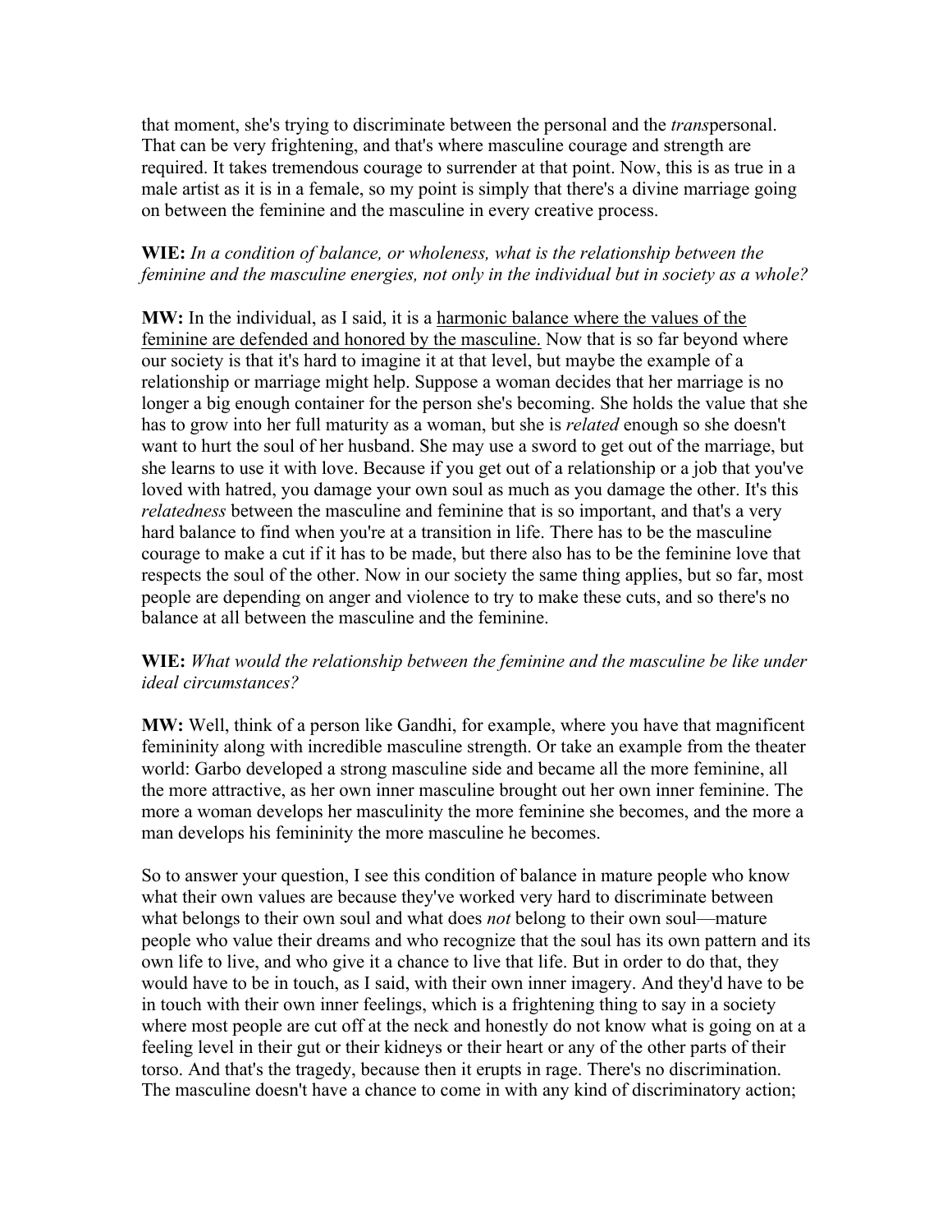that moment, she's trying to discriminate between the personal and the *trans*personal. That can be very frightening, and that's where masculine courage and strength are required. It takes tremendous courage to surrender at that point. Now, this is as true in a male artist as it is in a female, so my point is simply that there's a divine marriage going on between the feminine and the masculine in every creative process.

**WIE:** *In a condition of balance, or wholeness, what is the relationship between the feminine and the masculine energies, not only in the individual but in society as a whole?*

**MW:** In the individual, as I said, it is a <u>harmonic balance where the values of the feminine are defended and honored by the masculine.</u> Now that is so far beyond where our society is that it's hard to imagine it at that level, but maybe the example of a relationship or marriage might help. Suppose a woman decides that her marriage is no longer a big enough container for the person she's becoming. She holds the value that she has to grow into her full maturity as a woman, but she is *related* enough so she doesn't want to hurt the soul of her husband. She may use a sword to get out of the marriage, but she learns to use it with love. Because if you get out of a relationship or a job that you've loved with hatred, you damage your own soul as much as you damage the other. It's this *relatedness* between the masculine and feminine that is so important, and that's a very hard balance to find when you're at a transition in life. There has to be the masculine courage to make a cut if it has to be made, but there also has to be the feminine love that respects the soul of the other. Now in our society the same thing applies, but so far, most people are depending on anger and violence to try to make these cuts, and so there's no balance at all between the masculine and the feminine.

**WIE:** *What would the relationship between the feminine and the masculine be like under ideal circumstances?*

**MW:** Well, think of a person like Gandhi, for example, where you have that magnificent femininity along with incredible masculine strength. Or take an example from the theater world: Garbo developed a strong masculine side and became all the more feminine, all the more attractive, as her own inner masculine brought out her own inner feminine. The more a woman develops her masculinity the more feminine she becomes, and the more a man develops his femininity the more masculine he becomes.

So to answer your question, I see this condition of balance in mature people who know what their own values are because they've worked very hard to discriminate between what belongs to their own soul and what does *not* belong to their own soul—mature people who value their dreams and who recognize that the soul has its own pattern and its own life to live, and who give it a chance to live that life. But in order to do that, they would have to be in touch, as I said, with their own inner imagery. And they'd have to be in touch with their own inner feelings, which is a frightening thing to say in a society where most people are cut off at the neck and honestly do not know what is going on at a feeling level in their gut or their kidneys or their heart or any of the other parts of their torso. And that's the tragedy, because then it erupts in rage. There's no discrimination. The masculine doesn't have a chance to come in with any kind of discriminatory action;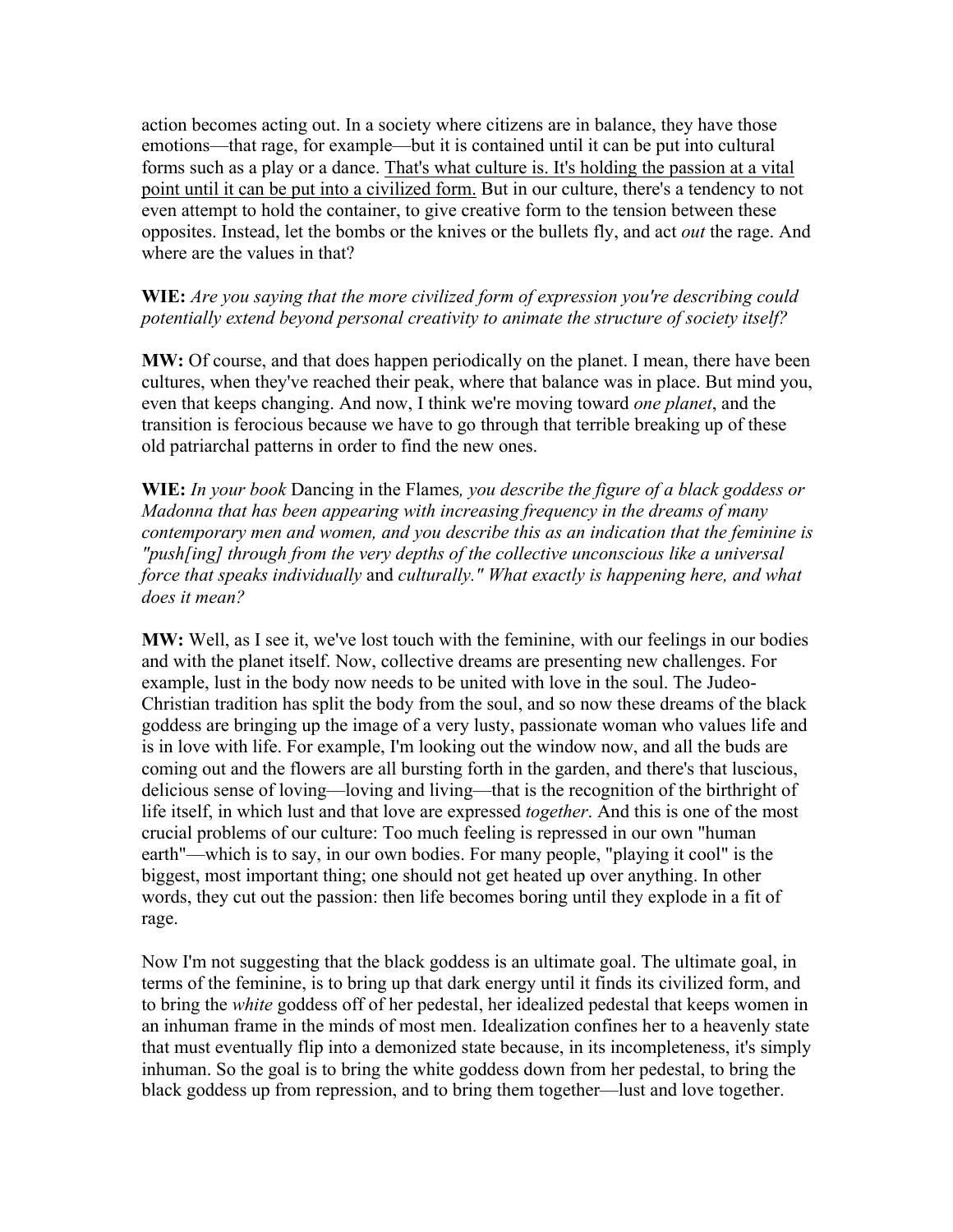action becomes acting out. In a society where citizens are in balance, they have those emotions—that rage, for example—but it is contained until it can be put into cultural forms such as a play or a dance. <u>That's what culture is. It's holding the passion at a vital point until it can be put into a civilized form.</u> But in our culture, there's a tendency to not even attempt to hold the container, to give creative form to the tension between these opposites. Instead, let the bombs or the knives or the bullets fly, and act *out* the rage. And where are the values in that?

**WIE:** *Are you saying that the more civilized form of expression you're describing could potentially extend beyond personal creativity to animate the structure of society itself?*

**MW:** Of course, and that does happen periodically on the planet. I mean, there have been cultures, when they've reached their peak, where that balance was in place. But mind you, even that keeps changing. And now, I think we're moving toward *one planet*, and the transition is ferocious because we have to go through that terrible breaking up of these old patriarchal patterns in order to find the new ones.

**WIE:** *In your book* Dancing in the Flames*, you describe the figure of a black goddess or Madonna that has been appearing with increasing frequency in the dreams of many contemporary men and women, and you describe this as an indication that the feminine is "push[ing] through from the very depths of the collective unconscious like a universal force that speaks individually* and *culturally." What exactly is happening here, and what does it mean?*

**MW:** Well, as I see it, we've lost touch with the feminine, with our feelings in our bodies and with the planet itself. Now, collective dreams are presenting new challenges. For example, lust in the body now needs to be united with love in the soul. The Judeo-Christian tradition has split the body from the soul, and so now these dreams of the black goddess are bringing up the image of a very lusty, passionate woman who values life and is in love with life. For example, I'm looking out the window now, and all the buds are coming out and the flowers are all bursting forth in the garden, and there's that luscious, delicious sense of loving—loving and living—that is the recognition of the birthright of life itself, in which lust and that love are expressed *together*. And this is one of the most crucial problems of our culture: Too much feeling is repressed in our own "human earth"—which is to say, in our own bodies. For many people, "playing it cool" is the biggest, most important thing; one should not get heated up over anything. In other words, they cut out the passion: then life becomes boring until they explode in a fit of rage.

Now I'm not suggesting that the black goddess is an ultimate goal. The ultimate goal, in terms of the feminine, is to bring up that dark energy until it finds its civilized form, and to bring the *white* goddess off of her pedestal, her idealized pedestal that keeps women in an inhuman frame in the minds of most men. Idealization confines her to a heavenly state that must eventually flip into a demonized state because, in its incompleteness, it's simply inhuman. So the goal is to bring the white goddess down from her pedestal, to bring the black goddess up from repression, and to bring them together—lust and love together.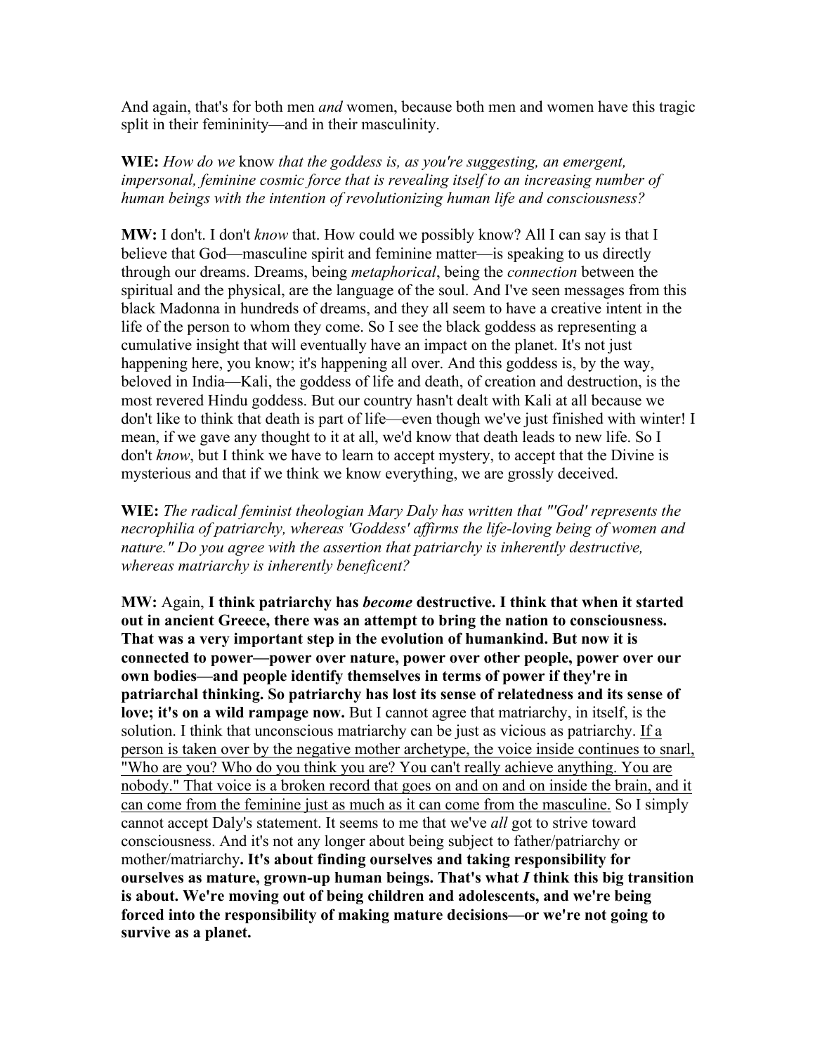And again, that's for both men *and* women, because both men and women have this tragic split in their femininity—and in their masculinity.

**WIE:** *How do we* know *that the goddess is, as you're suggesting, an emergent, impersonal, feminine cosmic force that is revealing itself to an increasing number of human beings with the intention of revolutionizing human life and consciousness?*

**MW:** I don't. I don't *know* that. How could we possibly know? All I can say is that I believe that God—masculine spirit and feminine matter—is speaking to us directly through our dreams. Dreams, being *metaphorical*, being the *connection* between the spiritual and the physical, are the language of the soul. And I've seen messages from this black Madonna in hundreds of dreams, and they all seem to have a creative intent in the life of the person to whom they come. So I see the black goddess as representing a cumulative insight that will eventually have an impact on the planet. It's not just happening here, you know; it's happening all over. And this goddess is, by the way, beloved in India—Kali, the goddess of life and death, of creation and destruction, is the most revered Hindu goddess. But our country hasn't dealt with Kali at all because we don't like to think that death is part of life—even though we've just finished with winter! I mean, if we gave any thought to it at all, we'd know that death leads to new life. So I don't *know*, but I think we have to learn to accept mystery, to accept that the Divine is mysterious and that if we think we know everything, we are grossly deceived.

**WIE:** *The radical feminist theologian Mary Daly has written that "'God' represents the necrophilia of patriarchy, whereas 'Goddess' affirms the life-loving being of women and nature." Do you agree with the assertion that patriarchy is inherently destructive, whereas matriarchy is inherently beneficent?*

**MW:** Again, **I think patriarchy has *become* destructive. I think that when it started out in ancient Greece, there was an attempt to bring the nation to consciousness. That was a very important step in the evolution of humankind. But now it is connected to power—power over nature, power over other people, power over our own bodies—and people identify themselves in terms of power if they're in patriarchal thinking. So patriarchy has lost its sense of relatedness and its sense of love; it's on a wild rampage now.** But I cannot agree that matriarchy, in itself, is the solution. I think that unconscious matriarchy can be just as vicious as patriarchy. <u>If a person is taken over by the negative mother archetype, the voice inside continues to snarl, "Who are you? Who do you think you are? You can't really achieve anything. You are nobody." That voice is a broken record that goes on and on and on inside the brain, and it can come from the feminine just as much as it can come from the masculine.</u> So I simply cannot accept Daly's statement. It seems to me that we've *all* got to strive toward consciousness. And it's not any longer about being subject to father/patriarchy or mother/matriarchy**. It's about finding ourselves and taking responsibility for ourselves as mature, grown-up human beings. That's what *I* think this big transition is about. We're moving out of being children and adolescents, and we're being forced into the responsibility of making mature decisions—or we're not going to survive as a planet.**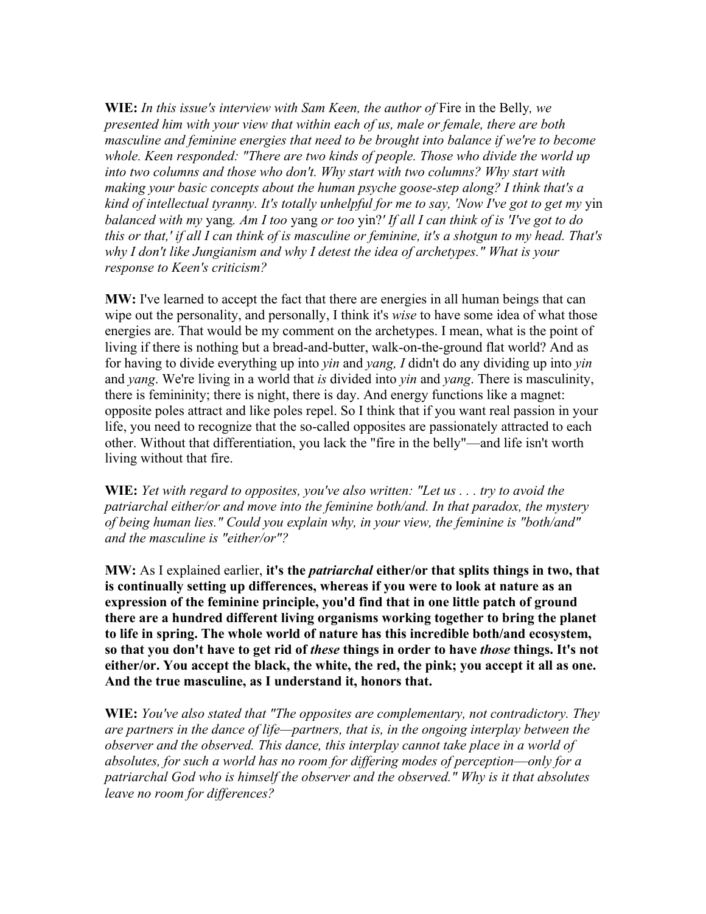**WIE:** *In this issue's interview with Sam Keen, the author of* Fire in the Belly*, we presented him with your view that within each of us, male or female, there are both masculine and feminine energies that need to be brought into balance if we're to become whole. Keen responded: "There are two kinds of people. Those who divide the world up into two columns and those who don't. Why start with two columns? Why start with making your basic concepts about the human psyche goose-step along? I think that's a kind of intellectual tyranny. It's totally unhelpful for me to say, 'Now I've got to get my* yin *balanced with my* yang*. Am I too* yang *or too* yin*?' If all I can think of is 'I've got to do this or that,' if all I can think of is masculine or feminine, it's a shotgun to my head. That's why I don't like Jungianism and why I detest the idea of archetypes." What is your response to Keen's criticism?*

**MW:** I've learned to accept the fact that there are energies in all human beings that can wipe out the personality, and personally, I think it's *wise* to have some idea of what those energies are. That would be my comment on the archetypes. I mean, what is the point of living if there is nothing but a bread-and-butter, walk-on-the-ground flat world? And as for having to divide everything up into *yin* and *yang, I* didn't do any dividing up into *yin* and *yang*. We're living in a world that *is* divided into *yin* and *yang*. There is masculinity, there is femininity; there is night, there is day. And energy functions like a magnet: opposite poles attract and like poles repel. So I think that if you want real passion in your life, you need to recognize that the so-called opposites are passionately attracted to each other. Without that differentiation, you lack the "fire in the belly"—and life isn't worth living without that fire.

**WIE:** *Yet with regard to opposites, you've also written: "Let us . . . try to avoid the patriarchal either/or and move into the feminine both/and. In that paradox, the mystery of being human lies." Could you explain why, in your view, the feminine is "both/and" and the masculine is "either/or"?*

**MW:** As I explained earlier, **it's the *patriarchal* either/or that splits things in two, that is continually setting up differences, whereas if you were to look at nature as an expression of the feminine principle, you'd find that in one little patch of ground there are a hundred different living organisms working together to bring the planet to life in spring. The whole world of nature has this incredible both/and ecosystem, so that you don't have to get rid of *these* things in order to have *those* things. It's not either/or. You accept the black, the white, the red, the pink; you accept it all as one. And the true masculine, as I understand it, honors that.**

**WIE:** *You've also stated that "The opposites are complementary, not contradictory. They are partners in the dance of life—partners, that is, in the ongoing interplay between the observer and the observed. This dance, this interplay cannot take place in a world of absolutes, for such a world has no room for differing modes of perception—only for a patriarchal God who is himself the observer and the observed." Why is it that absolutes leave no room for differences?*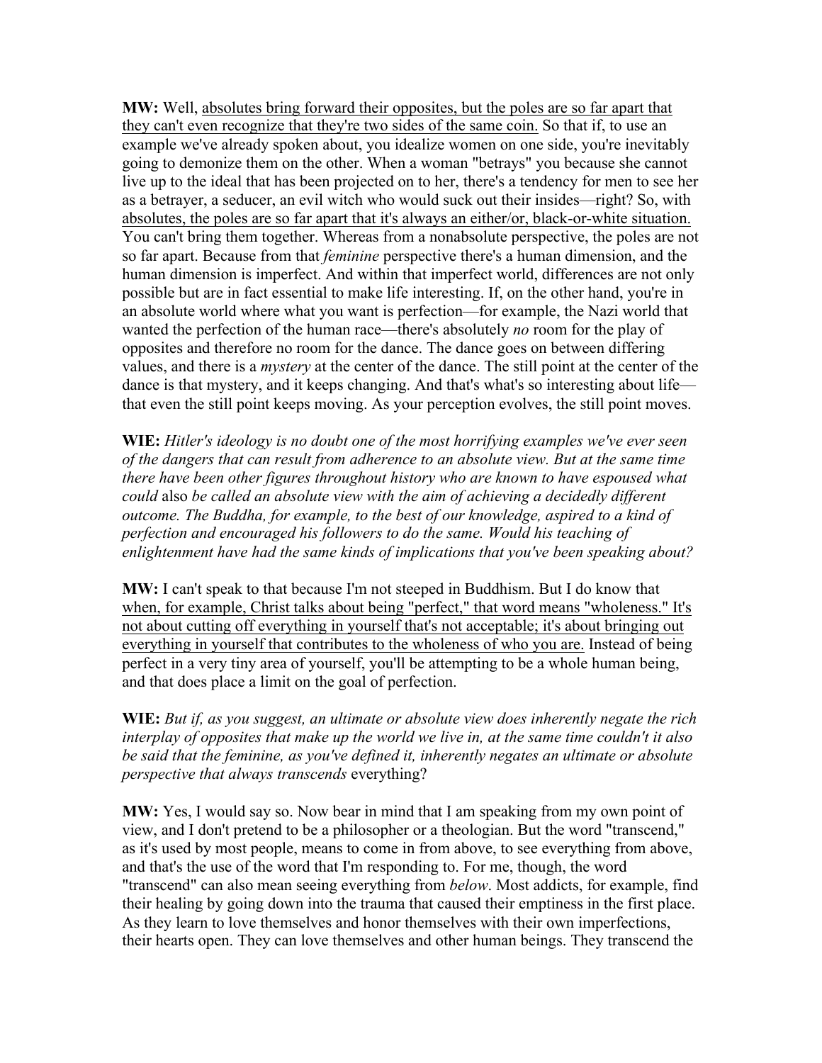**MW:** Well, <u>absolutes bring forward their opposites, but the poles are so far apart that they can't even recognize that they're two sides of the same coin.</u> So that if, to use an example we've already spoken about, you idealize women on one side, you're inevitably going to demonize them on the other. When a woman "betrays" you because she cannot live up to the ideal that has been projected on to her, there's a tendency for men to see her as a betrayer, a seducer, an evil witch who would suck out their insides—right? So, with <u>absolutes, the poles are so far apart that it's always an either/or, black-or-white situation.</u> You can't bring them together. Whereas from a nonabsolute perspective, the poles are not so far apart. Because from that *feminine* perspective there's a human dimension, and the human dimension is imperfect. And within that imperfect world, differences are not only possible but are in fact essential to make life interesting. If, on the other hand, you're in an absolute world where what you want is perfection—for example, the Nazi world that wanted the perfection of the human race—there's absolutely *no* room for the play of opposites and therefore no room for the dance. The dance goes on between differing values, and there is a *mystery* at the center of the dance. The still point at the center of the dance is that mystery, and it keeps changing. And that's what's so interesting about life—that even the still point keeps moving. As your perception evolves, the still point moves.

**WIE:** *Hitler's ideology is no doubt one of the most horrifying examples we've ever seen of the dangers that can result from adherence to an absolute view. But at the same time there have been other figures throughout history who are known to have espoused what could* also *be called an absolute view with the aim of achieving a decidedly different outcome. The Buddha, for example, to the best of our knowledge, aspired to a kind of perfection and encouraged his followers to do the same. Would his teaching of enlightenment have had the same kinds of implications that you've been speaking about?*

**MW:** I can't speak to that because I'm not steeped in Buddhism. But I do know that <u>when, for example, Christ talks about being "perfect," that word means "wholeness." It's not about cutting off everything in yourself that's not acceptable; it's about bringing out everything in yourself that contributes to the wholeness of who you are.</u> Instead of being perfect in a very tiny area of yourself, you'll be attempting to be a whole human being, and that does place a limit on the goal of perfection.

**WIE:** *But if, as you suggest, an ultimate or absolute view does inherently negate the rich interplay of opposites that make up the world we live in, at the same time couldn't it also be said that the feminine, as you've defined it, inherently negates an ultimate or absolute perspective that always transcends* everything?

**MW:** Yes, I would say so. Now bear in mind that I am speaking from my own point of view, and I don't pretend to be a philosopher or a theologian. But the word "transcend," as it's used by most people, means to come in from above, to see everything from above, and that's the use of the word that I'm responding to. For me, though, the word "transcend" can also mean seeing everything from *below*. Most addicts, for example, find their healing by going down into the trauma that caused their emptiness in the first place. As they learn to love themselves and honor themselves with their own imperfections, their hearts open. They can love themselves and other human beings. They transcend the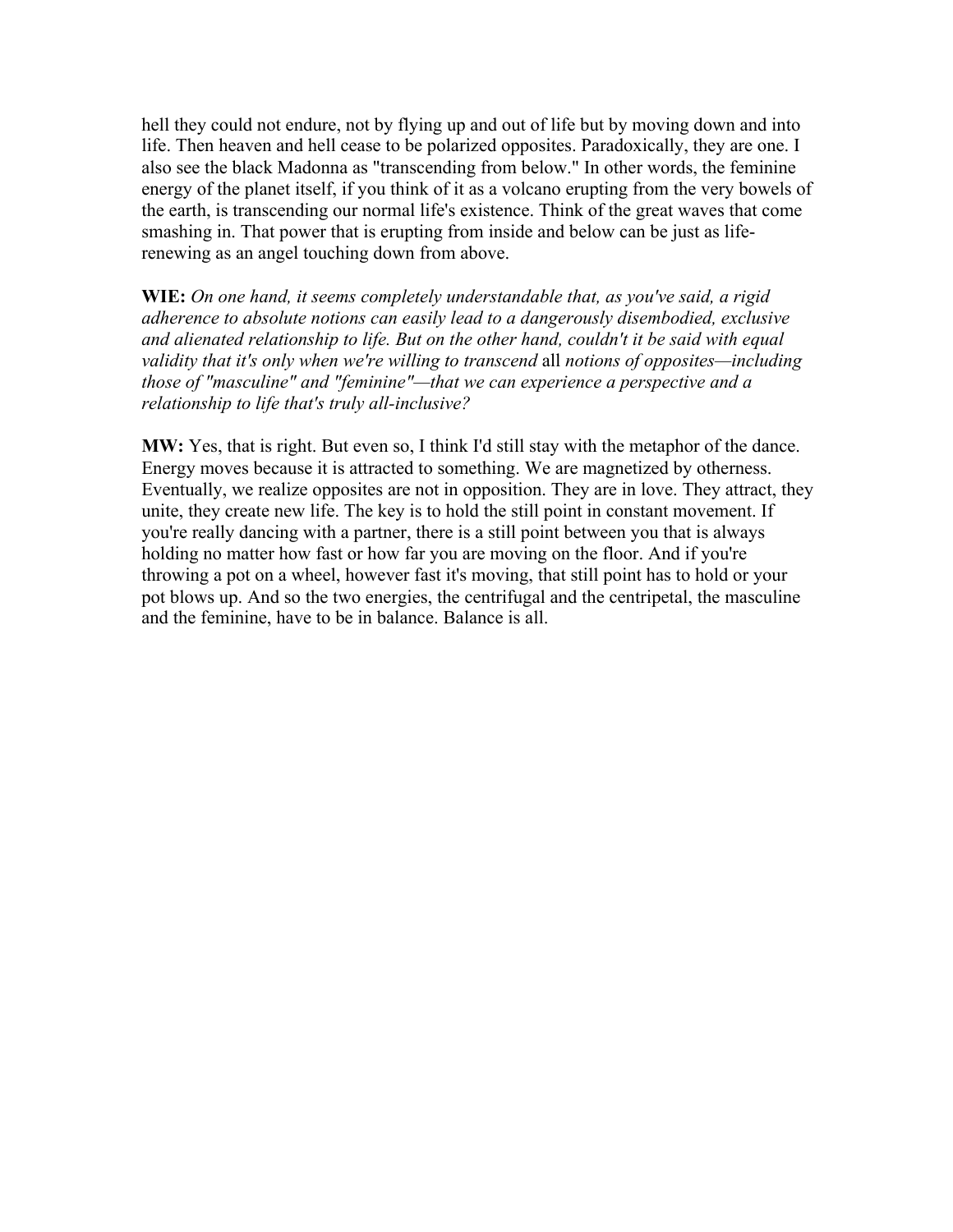hell they could not endure, not by flying up and out of life but by moving down and into life. Then heaven and hell cease to be polarized opposites. Paradoxically, they are one. I also see the black Madonna as "transcending from below." In other words, the feminine energy of the planet itself, if you think of it as a volcano erupting from the very bowels of the earth, is transcending our normal life's existence. Think of the great waves that come smashing in. That power that is erupting from inside and below can be just as life-renewing as an angel touching down from above.

**WIE:** *On one hand, it seems completely understandable that, as you've said, a rigid adherence to absolute notions can easily lead to a dangerously disembodied, exclusive and alienated relationship to life. But on the other hand, couldn't it be said with equal validity that it's only when we're willing to transcend* all *notions of opposites—including those of "masculine" and "feminine"—that we can experience a perspective and a relationship to life that's truly all-inclusive?*

**MW:** Yes, that is right. But even so, I think I'd still stay with the metaphor of the dance. Energy moves because it is attracted to something. We are magnetized by otherness. Eventually, we realize opposites are not in opposition. They are in love. They attract, they unite, they create new life. The key is to hold the still point in constant movement. If you're really dancing with a partner, there is a still point between you that is always holding no matter how fast or how far you are moving on the floor. And if you're throwing a pot on a wheel, however fast it's moving, that still point has to hold or your pot blows up. And so the two energies, the centrifugal and the centripetal, the masculine and the feminine, have to be in balance. Balance is all.